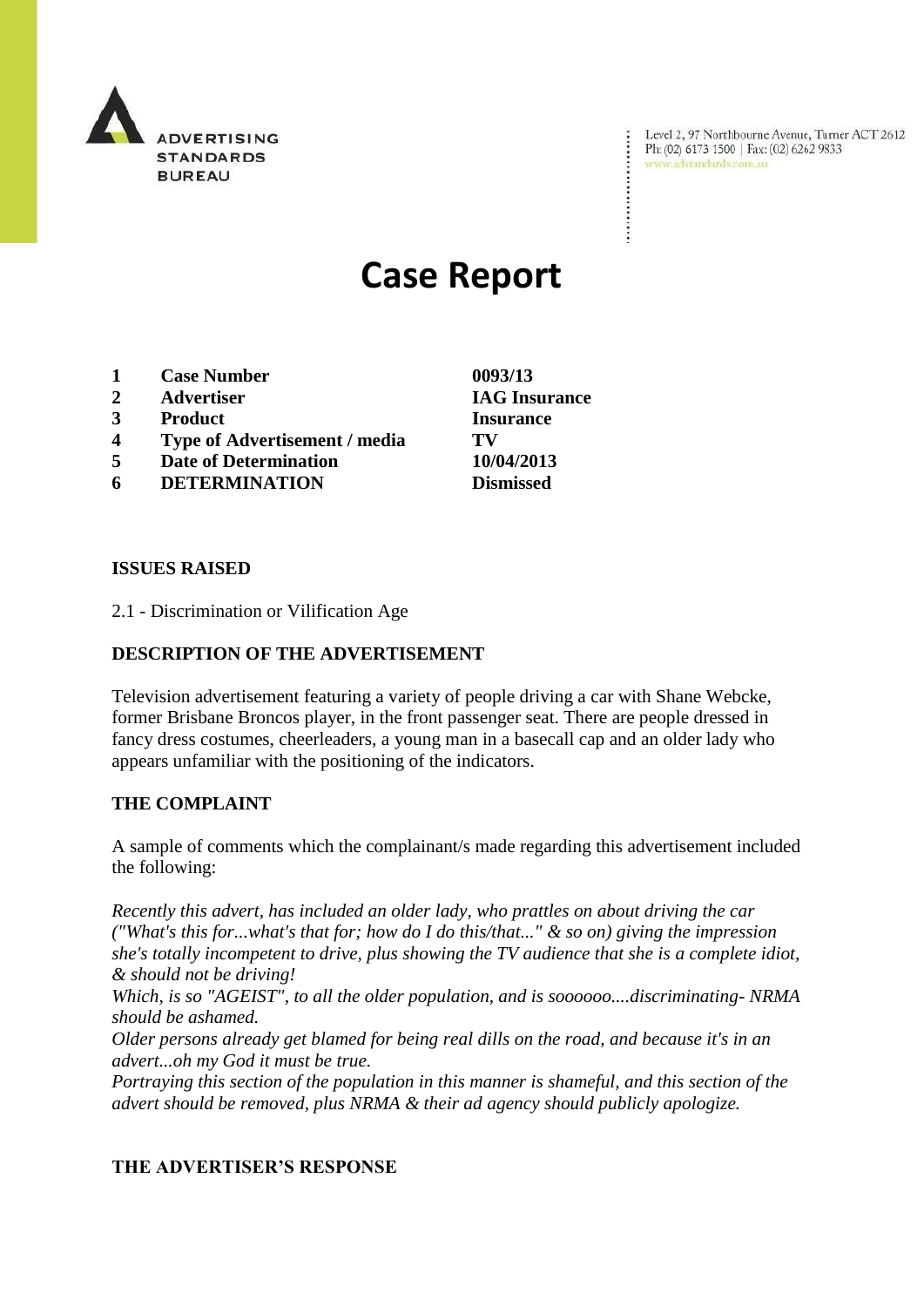ADVERTISING STANDARDS BUREAU

Level 2, 97 Northbourne Avenue, Turner ACT 2612
Ph: (02) 6173 1500 | Fax: (02) 6262 9833
www.adstandards.com.au

# Case Report

| | | |
|---|---|---|
| 1 | **Case Number** | **0093/13** |
| 2 | **Advertiser** | **IAG Insurance** |
| 3 | **Product** | **Insurance** |
| 4 | **Type of Advertisement / media** | **TV** |
| 5 | **Date of Determination** | **10/04/2013** |
| 6 | **DETERMINATION** | **Dismissed** |

## ISSUES RAISED

2.1 - Discrimination or Vilification Age

## DESCRIPTION OF THE ADVERTISEMENT

Television advertisement featuring a variety of people driving a car with Shane Webcke, former Brisbane Broncos player, in the front passenger seat. There are people dressed in fancy dress costumes, cheerleaders, a young man in a basecall cap and an older lady who appears unfamiliar with the positioning of the indicators.

## THE COMPLAINT

A sample of comments which the complainant/s made regarding this advertisement included the following:

*Recently this advert, has included an older lady, who prattles on about driving the car ("What's this for...what's that for; how do I do this/that..." & so on) giving the impression she's totally incompetent to drive, plus showing the TV audience that she is a complete idiot, & should not be driving!*

*Which, is so "AGEIST", to all the older population, and is soooooo....discriminating- NRMA should be ashamed.*

*Older persons already get blamed for being real dills on the road, and because it's in an advert...oh my God it must be true.*

*Portraying this section of the population in this manner is shameful, and this section of the advert should be removed, plus NRMA & their ad agency should publicly apologize.*

## THE ADVERTISER'S RESPONSE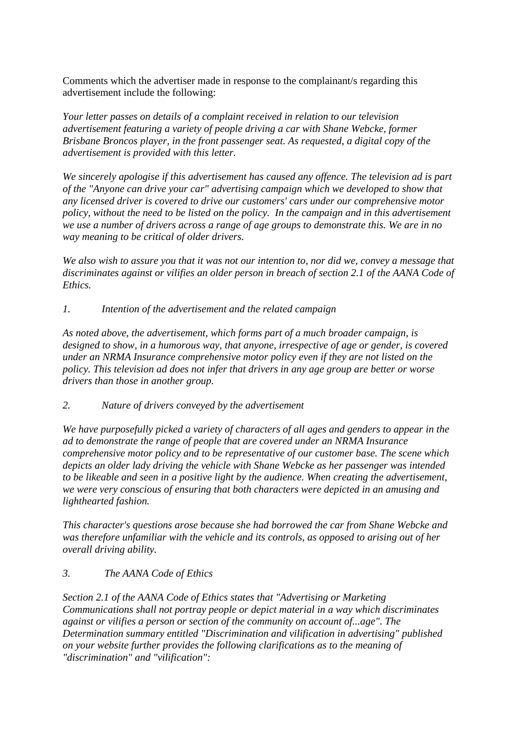Comments which the advertiser made in response to the complainant/s regarding this advertisement include the following:

*Your letter passes on details of a complaint received in relation to our television advertisement featuring a variety of people driving a car with Shane Webcke, former Brisbane Broncos player, in the front passenger seat. As requested, a digital copy of the advertisement is provided with this letter.*

*We sincerely apologise if this advertisement has caused any offence. The television ad is part of the "Anyone can drive your car" advertising campaign which we developed to show that any licensed driver is covered to drive our customers' cars under our comprehensive motor policy, without the need to be listed on the policy. In the campaign and in this advertisement we use a number of drivers across a range of age groups to demonstrate this. We are in no way meaning to be critical of older drivers.*

*We also wish to assure you that it was not our intention to, nor did we, convey a message that discriminates against or vilifies an older person in breach of section 2.1 of the AANA Code of Ethics.*

*1. Intention of the advertisement and the related campaign*

*As noted above, the advertisement, which forms part of a much broader campaign, is designed to show, in a humorous way, that anyone, irrespective of age or gender, is covered under an NRMA Insurance comprehensive motor policy even if they are not listed on the policy. This television ad does not infer that drivers in any age group are better or worse drivers than those in another group.*

*2. Nature of drivers conveyed by the advertisement*

*We have purposefully picked a variety of characters of all ages and genders to appear in the ad to demonstrate the range of people that are covered under an NRMA Insurance comprehensive motor policy and to be representative of our customer base. The scene which depicts an older lady driving the vehicle with Shane Webcke as her passenger was intended to be likeable and seen in a positive light by the audience. When creating the advertisement, we were very conscious of ensuring that both characters were depicted in an amusing and lighthearted fashion.*

*This character's questions arose because she had borrowed the car from Shane Webcke and was therefore unfamiliar with the vehicle and its controls, as opposed to arising out of her overall driving ability.*

*3. The AANA Code of Ethics*

*Section 2.1 of the AANA Code of Ethics states that "Advertising or Marketing Communications shall not portray people or depict material in a way which discriminates against or vilifies a person or section of the community on account of...age". The Determination summary entitled "Discrimination and vilification in advertising" published on your website further provides the following clarifications as to the meaning of "discrimination" and "vilification":*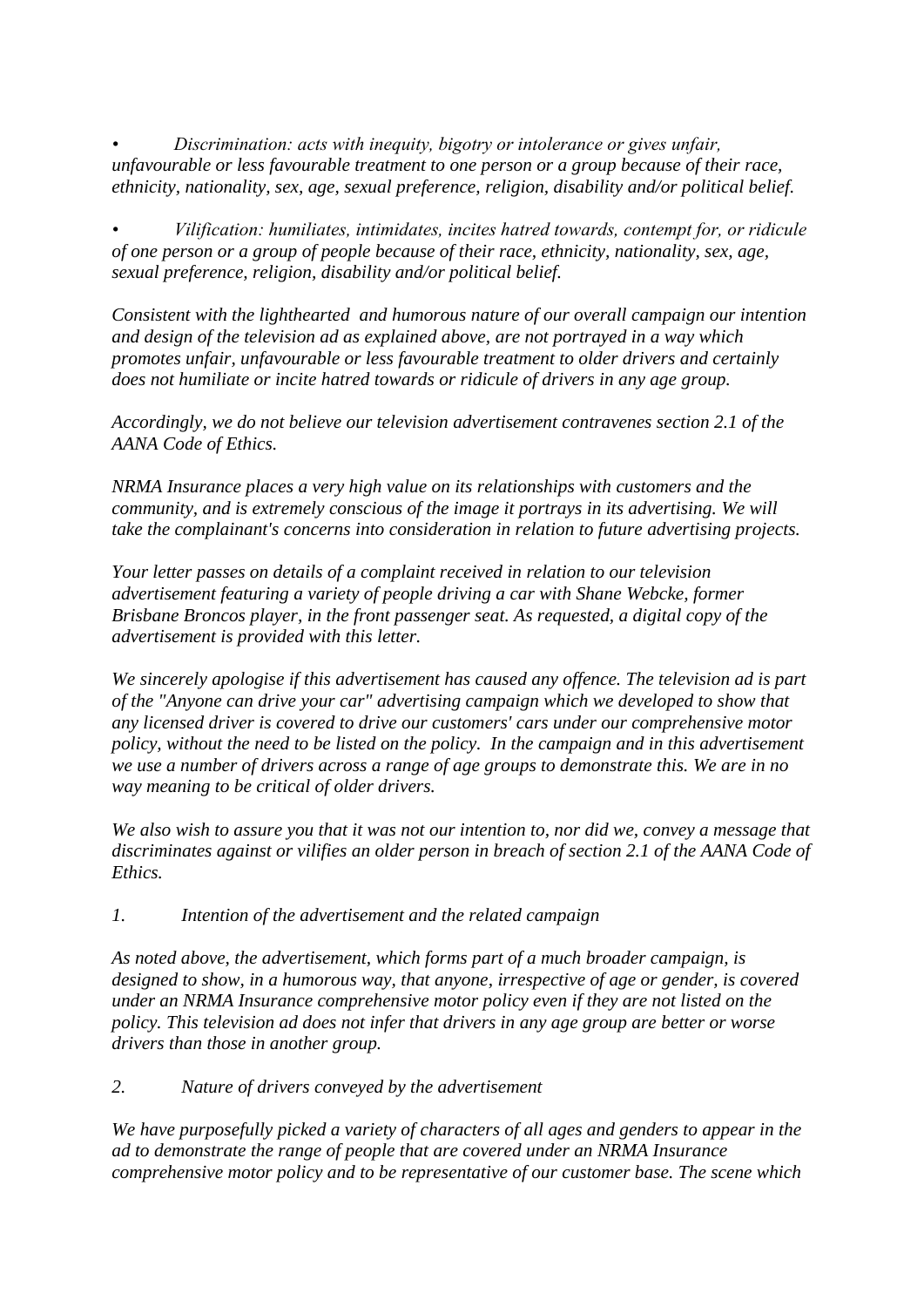- *Discrimination: acts with inequity, bigotry or intolerance or gives unfair, unfavourable or less favourable treatment to one person or a group because of their race, ethnicity, nationality, sex, age, sexual preference, religion, disability and/or political belief.*

- *Vilification: humiliates, intimidates, incites hatred towards, contempt for, or ridicule of one person or a group of people because of their race, ethnicity, nationality, sex, age, sexual preference, religion, disability and/or political belief.*

*Consistent with the lighthearted and humorous nature of our overall campaign our intention and design of the television ad as explained above, are not portrayed in a way which promotes unfair, unfavourable or less favourable treatment to older drivers and certainly does not humiliate or incite hatred towards or ridicule of drivers in any age group.*

*Accordingly, we do not believe our television advertisement contravenes section 2.1 of the AANA Code of Ethics.*

*NRMA Insurance places a very high value on its relationships with customers and the community, and is extremely conscious of the image it portrays in its advertising. We will take the complainant's concerns into consideration in relation to future advertising projects.*

*Your letter passes on details of a complaint received in relation to our television advertisement featuring a variety of people driving a car with Shane Webcke, former Brisbane Broncos player, in the front passenger seat. As requested, a digital copy of the advertisement is provided with this letter.*

*We sincerely apologise if this advertisement has caused any offence. The television ad is part of the "Anyone can drive your car" advertising campaign which we developed to show that any licensed driver is covered to drive our customers' cars under our comprehensive motor policy, without the need to be listed on the policy. In the campaign and in this advertisement we use a number of drivers across a range of age groups to demonstrate this. We are in no way meaning to be critical of older drivers.*

*We also wish to assure you that it was not our intention to, nor did we, convey a message that discriminates against or vilifies an older person in breach of section 2.1 of the AANA Code of Ethics.*

*1. Intention of the advertisement and the related campaign*

*As noted above, the advertisement, which forms part of a much broader campaign, is designed to show, in a humorous way, that anyone, irrespective of age or gender, is covered under an NRMA Insurance comprehensive motor policy even if they are not listed on the policy. This television ad does not infer that drivers in any age group are better or worse drivers than those in another group.*

*2. Nature of drivers conveyed by the advertisement*

*We have purposefully picked a variety of characters of all ages and genders to appear in the ad to demonstrate the range of people that are covered under an NRMA Insurance comprehensive motor policy and to be representative of our customer base. The scene which*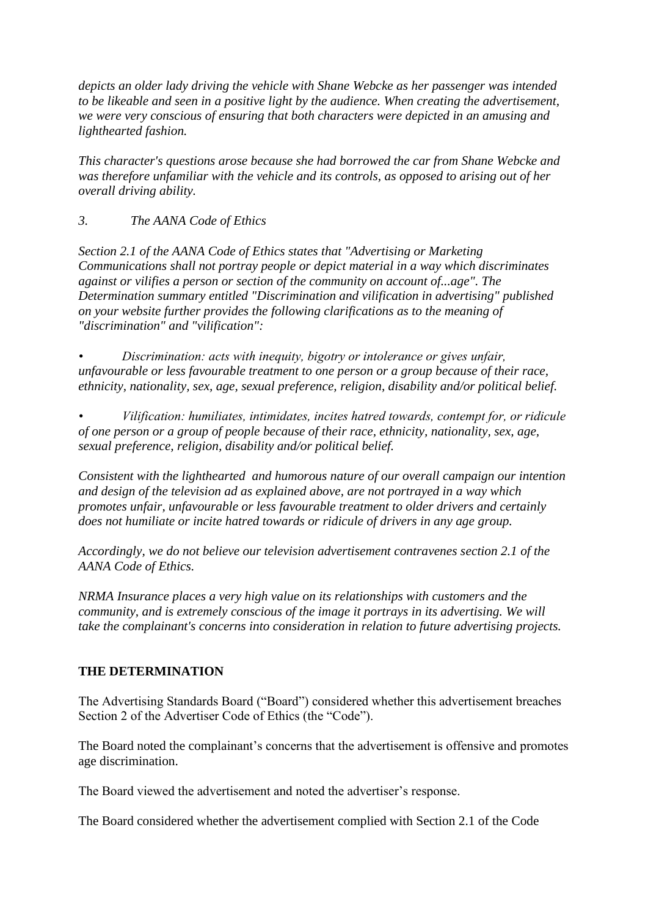*depicts an older lady driving the vehicle with Shane Webcke as her passenger was intended to be likeable and seen in a positive light by the audience. When creating the advertisement, we were very conscious of ensuring that both characters were depicted in an amusing and lighthearted fashion.*

*This character's questions arose because she had borrowed the car from Shane Webcke and was therefore unfamiliar with the vehicle and its controls, as opposed to arising out of her overall driving ability.*

*3. The AANA Code of Ethics*

*Section 2.1 of the AANA Code of Ethics states that "Advertising or Marketing Communications shall not portray people or depict material in a way which discriminates against or vilifies a person or section of the community on account of...age". The Determination summary entitled "Discrimination and vilification in advertising" published on your website further provides the following clarifications as to the meaning of "discrimination" and "vilification":*

- *Discrimination: acts with inequity, bigotry or intolerance or gives unfair, unfavourable or less favourable treatment to one person or a group because of their race, ethnicity, nationality, sex, age, sexual preference, religion, disability and/or political belief.*

- *Vilification: humiliates, intimidates, incites hatred towards, contempt for, or ridicule of one person or a group of people because of their race, ethnicity, nationality, sex, age, sexual preference, religion, disability and/or political belief.*

*Consistent with the lighthearted and humorous nature of our overall campaign our intention and design of the television ad as explained above, are not portrayed in a way which promotes unfair, unfavourable or less favourable treatment to older drivers and certainly does not humiliate or incite hatred towards or ridicule of drivers in any age group.*

*Accordingly, we do not believe our television advertisement contravenes section 2.1 of the AANA Code of Ethics.*

*NRMA Insurance places a very high value on its relationships with customers and the community, and is extremely conscious of the image it portrays in its advertising. We will take the complainant's concerns into consideration in relation to future advertising projects.*

## THE DETERMINATION

The Advertising Standards Board ("Board") considered whether this advertisement breaches Section 2 of the Advertiser Code of Ethics (the "Code").

The Board noted the complainant's concerns that the advertisement is offensive and promotes age discrimination.

The Board viewed the advertisement and noted the advertiser's response.

The Board considered whether the advertisement complied with Section 2.1 of the Code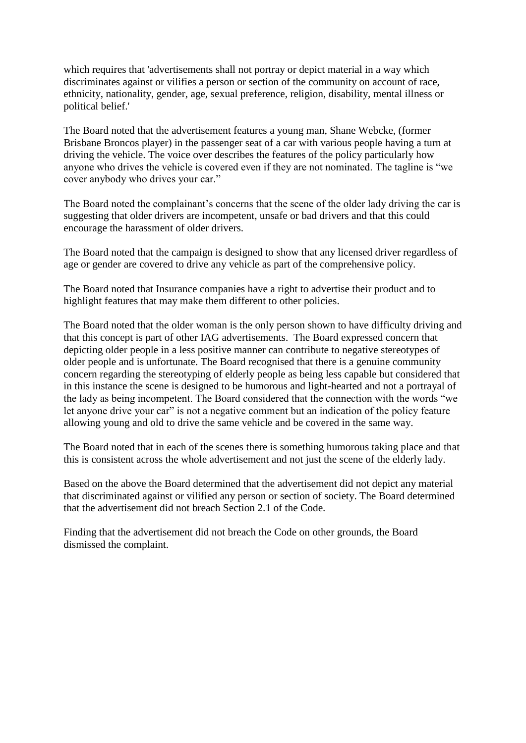which requires that 'advertisements shall not portray or depict material in a way which discriminates against or vilifies a person or section of the community on account of race, ethnicity, nationality, gender, age, sexual preference, religion, disability, mental illness or political belief.'

The Board noted that the advertisement features a young man, Shane Webcke, (former Brisbane Broncos player) in the passenger seat of a car with various people having a turn at driving the vehicle. The voice over describes the features of the policy particularly how anyone who drives the vehicle is covered even if they are not nominated. The tagline is "we cover anybody who drives your car."

The Board noted the complainant's concerns that the scene of the older lady driving the car is suggesting that older drivers are incompetent, unsafe or bad drivers and that this could encourage the harassment of older drivers.

The Board noted that the campaign is designed to show that any licensed driver regardless of age or gender are covered to drive any vehicle as part of the comprehensive policy.

The Board noted that Insurance companies have a right to advertise their product and to highlight features that may make them different to other policies.

The Board noted that the older woman is the only person shown to have difficulty driving and that this concept is part of other IAG advertisements. The Board expressed concern that depicting older people in a less positive manner can contribute to negative stereotypes of older people and is unfortunate. The Board recognised that there is a genuine community concern regarding the stereotyping of elderly people as being less capable but considered that in this instance the scene is designed to be humorous and light-hearted and not a portrayal of the lady as being incompetent. The Board considered that the connection with the words "we let anyone drive your car" is not a negative comment but an indication of the policy feature allowing young and old to drive the same vehicle and be covered in the same way.

The Board noted that in each of the scenes there is something humorous taking place and that this is consistent across the whole advertisement and not just the scene of the elderly lady.

Based on the above the Board determined that the advertisement did not depict any material that discriminated against or vilified any person or section of society. The Board determined that the advertisement did not breach Section 2.1 of the Code.

Finding that the advertisement did not breach the Code on other grounds, the Board dismissed the complaint.